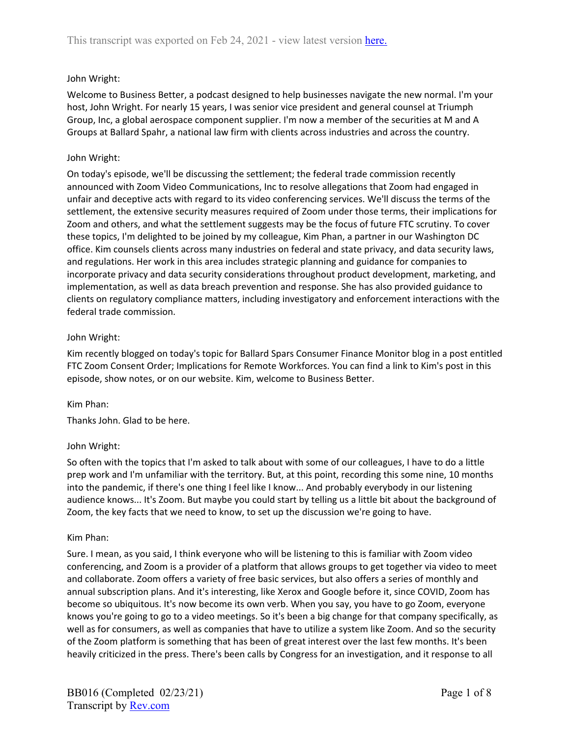John Wright:

Welcome to Business Better, a podcast designed to help businesses navigate the new normal. I'm your host, John Wright. For nearly 15 years, I was senior vice president and general counsel at Triumph Group, Inc, a global aerospace component supplier. I'm now a member of the securities at M and A Groups at Ballard Spahr, a national law firm with clients across industries and across the country.

John Wright:

On today's episode, we'll be discussing the settlement; the federal trade commission recently announced with Zoom Video Communications, Inc to resolve allegations that Zoom had engaged in unfair and deceptive acts with regard to its video conferencing services. We'll discuss the terms of the settlement, the extensive security measures required of Zoom under those terms, their implications for Zoom and others, and what the settlement suggests may be the focus of future FTC scrutiny. To cover these topics, I'm delighted to be joined by my colleague, Kim Phan, a partner in our Washington DC office. Kim counsels clients across many industries on federal and state privacy, and data security laws, and regulations. Her work in this area includes strategic planning and guidance for companies to incorporate privacy and data security considerations throughout product development, marketing, and implementation, as well as data breach prevention and response. She has also provided guidance to clients on regulatory compliance matters, including investigatory and enforcement interactions with the federal trade commission.

John Wright:

Kim recently blogged on today's topic for Ballard Spars Consumer Finance Monitor blog in a post entitled FTC Zoom Consent Order; Implications for Remote Workforces. You can find a link to Kim's post in this episode, show notes, or on our website. Kim, welcome to Business Better.

Kim Phan:

Thanks John. Glad to be here.

John Wright:

So often with the topics that I'm asked to talk about with some of our colleagues, I have to do a little prep work and I'm unfamiliar with the territory. But, at this point, recording this some nine, 10 months into the pandemic, if there's one thing I feel like I know... And probably everybody in our listening audience knows... It's Zoom. But maybe you could start by telling us a little bit about the background of Zoom, the key facts that we need to know, to set up the discussion we're going to have.

Kim Phan:

Sure. I mean, as you said, I think everyone who will be listening to this is familiar with Zoom video conferencing, and Zoom is a provider of a platform that allows groups to get together via video to meet and collaborate. Zoom offers a variety of free basic services, but also offers a series of monthly and annual subscription plans. And it's interesting, like Xerox and Google before it, since COVID, Zoom has become so ubiquitous. It's now become its own verb. When you say, you have to go Zoom, everyone knows you're going to go to a video meetings. So it's been a big change for that company specifically, as well as for consumers, as well as companies that have to utilize a system like Zoom. And so the security of the Zoom platform is something that has been of great interest over the last few months. It's been heavily criticized in the press. There's been calls by Congress for an investigation, and it response to all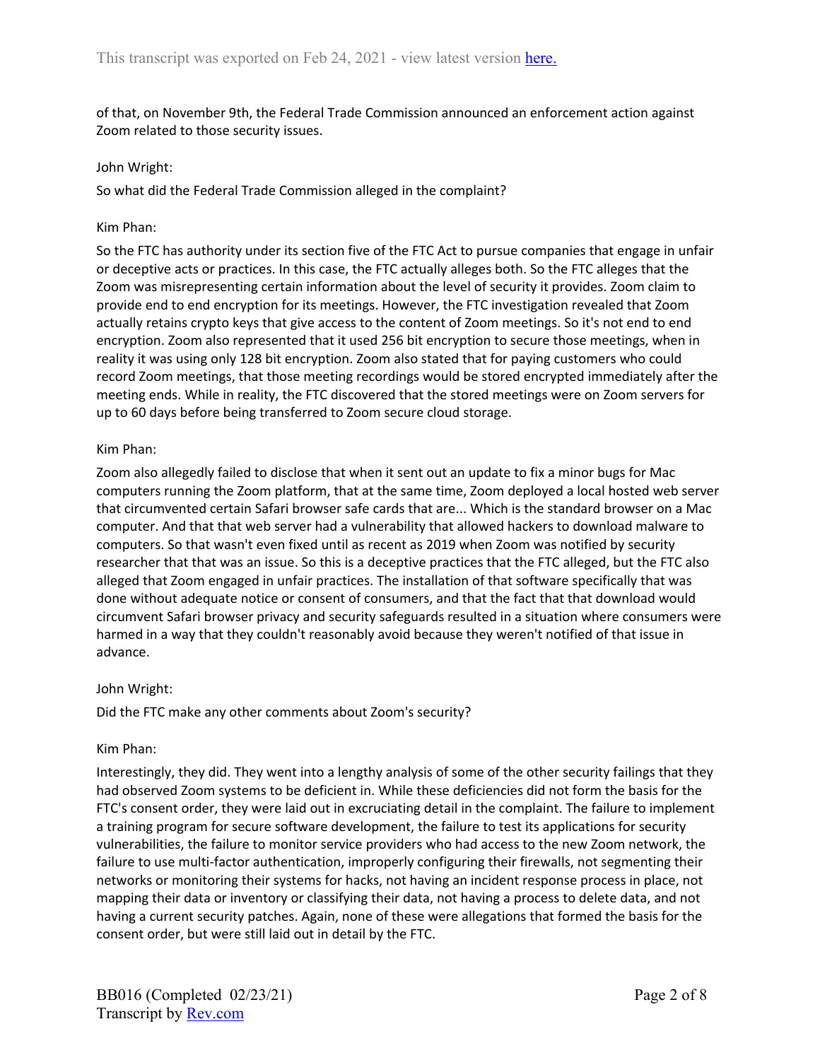of that, on November 9th, the Federal Trade Commission announced an enforcement action against Zoom related to those security issues.

John Wright:

So what did the Federal Trade Commission alleged in the complaint?

Kim Phan:

So the FTC has authority under its section five of the FTC Act to pursue companies that engage in unfair or deceptive acts or practices. In this case, the FTC actually alleges both. So the FTC alleges that the Zoom was misrepresenting certain information about the level of security it provides. Zoom claim to provide end to end encryption for its meetings. However, the FTC investigation revealed that Zoom actually retains crypto keys that give access to the content of Zoom meetings. So it's not end to end encryption. Zoom also represented that it used 256 bit encryption to secure those meetings, when in reality it was using only 128 bit encryption. Zoom also stated that for paying customers who could record Zoom meetings, that those meeting recordings would be stored encrypted immediately after the meeting ends. While in reality, the FTC discovered that the stored meetings were on Zoom servers for up to 60 days before being transferred to Zoom secure cloud storage.

Kim Phan:

Zoom also allegedly failed to disclose that when it sent out an update to fix a minor bugs for Mac computers running the Zoom platform, that at the same time, Zoom deployed a local hosted web server that circumvented certain Safari browser safe cards that are... Which is the standard browser on a Mac computer. And that that web server had a vulnerability that allowed hackers to download malware to computers. So that wasn't even fixed until as recent as 2019 when Zoom was notified by security researcher that that was an issue. So this is a deceptive practices that the FTC alleged, but the FTC also alleged that Zoom engaged in unfair practices. The installation of that software specifically that was done without adequate notice or consent of consumers, and that the fact that that download would circumvent Safari browser privacy and security safeguards resulted in a situation where consumers were harmed in a way that they couldn't reasonably avoid because they weren't notified of that issue in advance.

John Wright:

Did the FTC make any other comments about Zoom's security?

Kim Phan:

Interestingly, they did. They went into a lengthy analysis of some of the other security failings that they had observed Zoom systems to be deficient in. While these deficiencies did not form the basis for the FTC's consent order, they were laid out in excruciating detail in the complaint. The failure to implement a training program for secure software development, the failure to test its applications for security vulnerabilities, the failure to monitor service providers who had access to the new Zoom network, the failure to use multi-factor authentication, improperly configuring their firewalls, not segmenting their networks or monitoring their systems for hacks, not having an incident response process in place, not mapping their data or inventory or classifying their data, not having a process to delete data, and not having a current security patches. Again, none of these were allegations that formed the basis for the consent order, but were still laid out in detail by the FTC.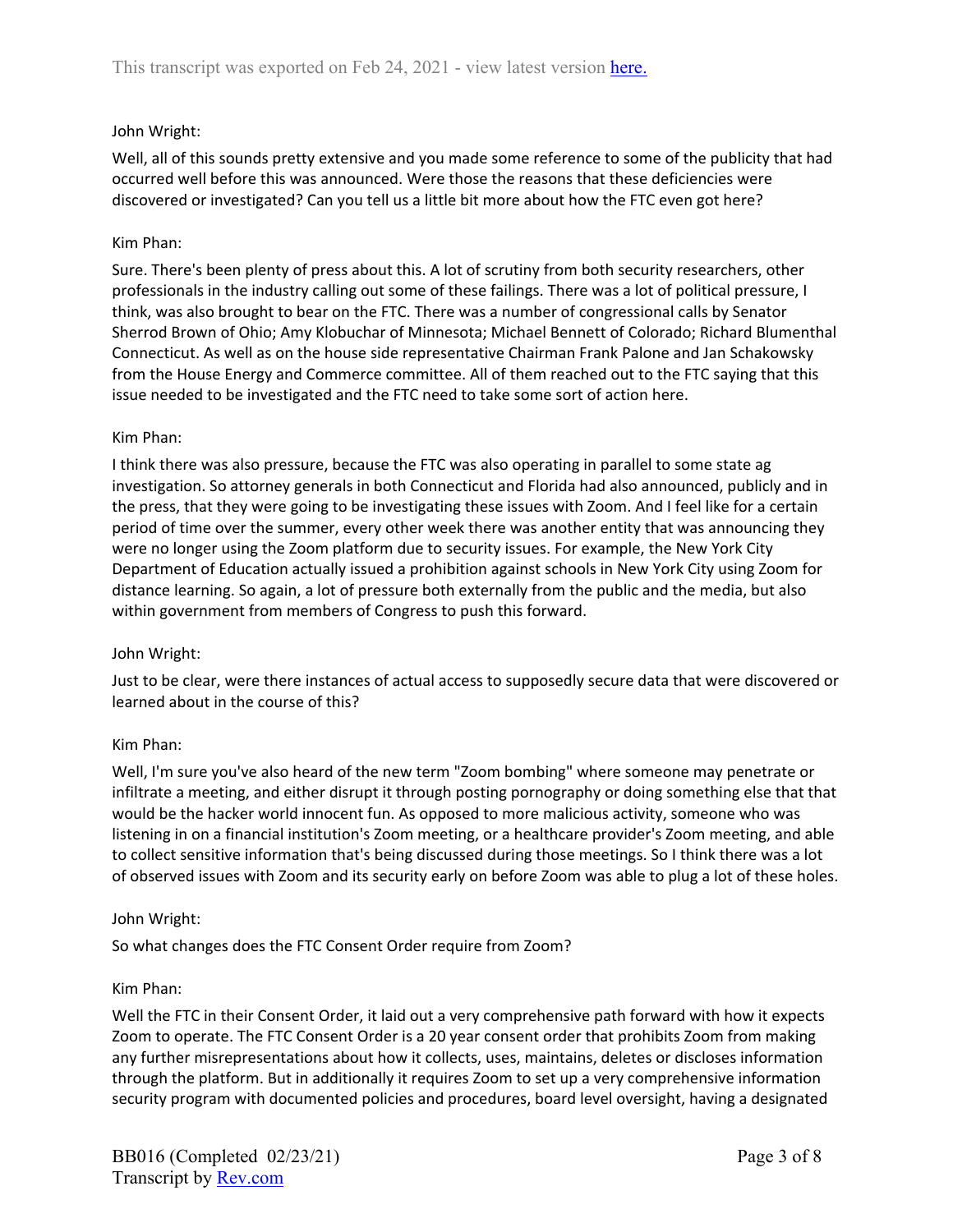John Wright:

Well, all of this sounds pretty extensive and you made some reference to some of the publicity that had occurred well before this was announced. Were those the reasons that these deficiencies were discovered or investigated? Can you tell us a little bit more about how the FTC even got here?

Kim Phan:

Sure. There's been plenty of press about this. A lot of scrutiny from both security researchers, other professionals in the industry calling out some of these failings. There was a lot of political pressure, I think, was also brought to bear on the FTC. There was a number of congressional calls by Senator Sherrod Brown of Ohio; Amy Klobuchar of Minnesota; Michael Bennett of Colorado; Richard Blumenthal Connecticut. As well as on the house side representative Chairman Frank Palone and Jan Schakowsky from the House Energy and Commerce committee. All of them reached out to the FTC saying that this issue needed to be investigated and the FTC need to take some sort of action here.

Kim Phan:

I think there was also pressure, because the FTC was also operating in parallel to some state ag investigation. So attorney generals in both Connecticut and Florida had also announced, publicly and in the press, that they were going to be investigating these issues with Zoom. And I feel like for a certain period of time over the summer, every other week there was another entity that was announcing they were no longer using the Zoom platform due to security issues. For example, the New York City Department of Education actually issued a prohibition against schools in New York City using Zoom for distance learning. So again, a lot of pressure both externally from the public and the media, but also within government from members of Congress to push this forward.

John Wright:

Just to be clear, were there instances of actual access to supposedly secure data that were discovered or learned about in the course of this?

Kim Phan:

Well, I'm sure you've also heard of the new term "Zoom bombing" where someone may penetrate or infiltrate a meeting, and either disrupt it through posting pornography or doing something else that that would be the hacker world innocent fun. As opposed to more malicious activity, someone who was listening in on a financial institution's Zoom meeting, or a healthcare provider's Zoom meeting, and able to collect sensitive information that's being discussed during those meetings. So I think there was a lot of observed issues with Zoom and its security early on before Zoom was able to plug a lot of these holes.

John Wright:

So what changes does the FTC Consent Order require from Zoom?

Kim Phan:

Well the FTC in their Consent Order, it laid out a very comprehensive path forward with how it expects Zoom to operate. The FTC Consent Order is a 20 year consent order that prohibits Zoom from making any further misrepresentations about how it collects, uses, maintains, deletes or discloses information through the platform. But in additionally it requires Zoom to set up a very comprehensive information security program with documented policies and procedures, board level oversight, having a designated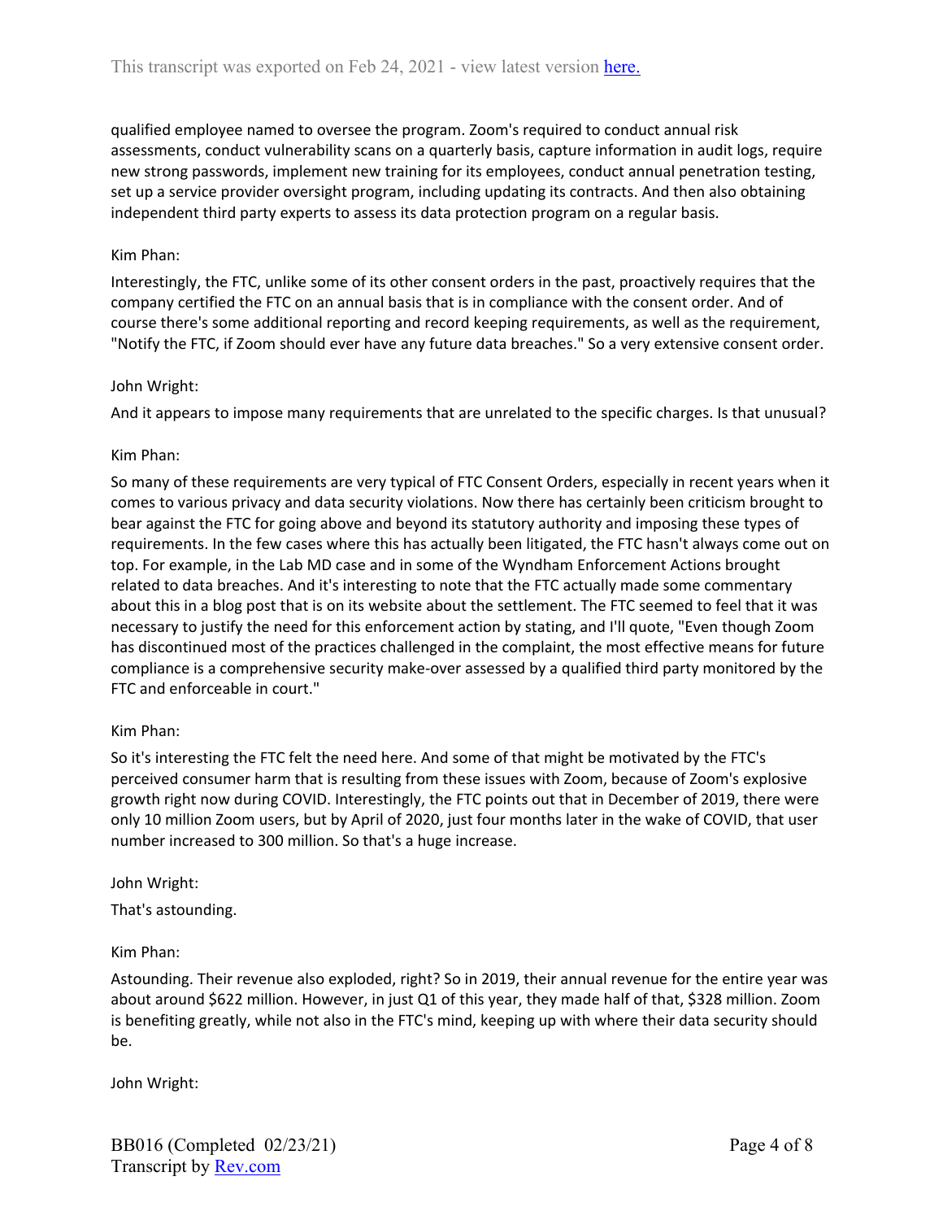qualified employee named to oversee the program. Zoom's required to conduct annual risk assessments, conduct vulnerability scans on a quarterly basis, capture information in audit logs, require new strong passwords, implement new training for its employees, conduct annual penetration testing, set up a service provider oversight program, including updating its contracts. And then also obtaining independent third party experts to assess its data protection program on a regular basis.

Kim Phan:

Interestingly, the FTC, unlike some of its other consent orders in the past, proactively requires that the company certified the FTC on an annual basis that is in compliance with the consent order. And of course there's some additional reporting and record keeping requirements, as well as the requirement, "Notify the FTC, if Zoom should ever have any future data breaches." So a very extensive consent order.

John Wright:

And it appears to impose many requirements that are unrelated to the specific charges. Is that unusual?

Kim Phan:

So many of these requirements are very typical of FTC Consent Orders, especially in recent years when it comes to various privacy and data security violations. Now there has certainly been criticism brought to bear against the FTC for going above and beyond its statutory authority and imposing these types of requirements. In the few cases where this has actually been litigated, the FTC hasn't always come out on top. For example, in the Lab MD case and in some of the Wyndham Enforcement Actions brought related to data breaches. And it's interesting to note that the FTC actually made some commentary about this in a blog post that is on its website about the settlement. The FTC seemed to feel that it was necessary to justify the need for this enforcement action by stating, and I'll quote, "Even though Zoom has discontinued most of the practices challenged in the complaint, the most effective means for future compliance is a comprehensive security make-over assessed by a qualified third party monitored by the FTC and enforceable in court."

Kim Phan:

So it's interesting the FTC felt the need here. And some of that might be motivated by the FTC's perceived consumer harm that is resulting from these issues with Zoom, because of Zoom's explosive growth right now during COVID. Interestingly, the FTC points out that in December of 2019, there were only 10 million Zoom users, but by April of 2020, just four months later in the wake of COVID, that user number increased to 300 million. So that's a huge increase.

John Wright:

That's astounding.

Kim Phan:

Astounding. Their revenue also exploded, right? So in 2019, their annual revenue for the entire year was about around $622 million. However, in just Q1 of this year, they made half of that, $328 million. Zoom is benefiting greatly, while not also in the FTC's mind, keeping up with where their data security should be.

John Wright: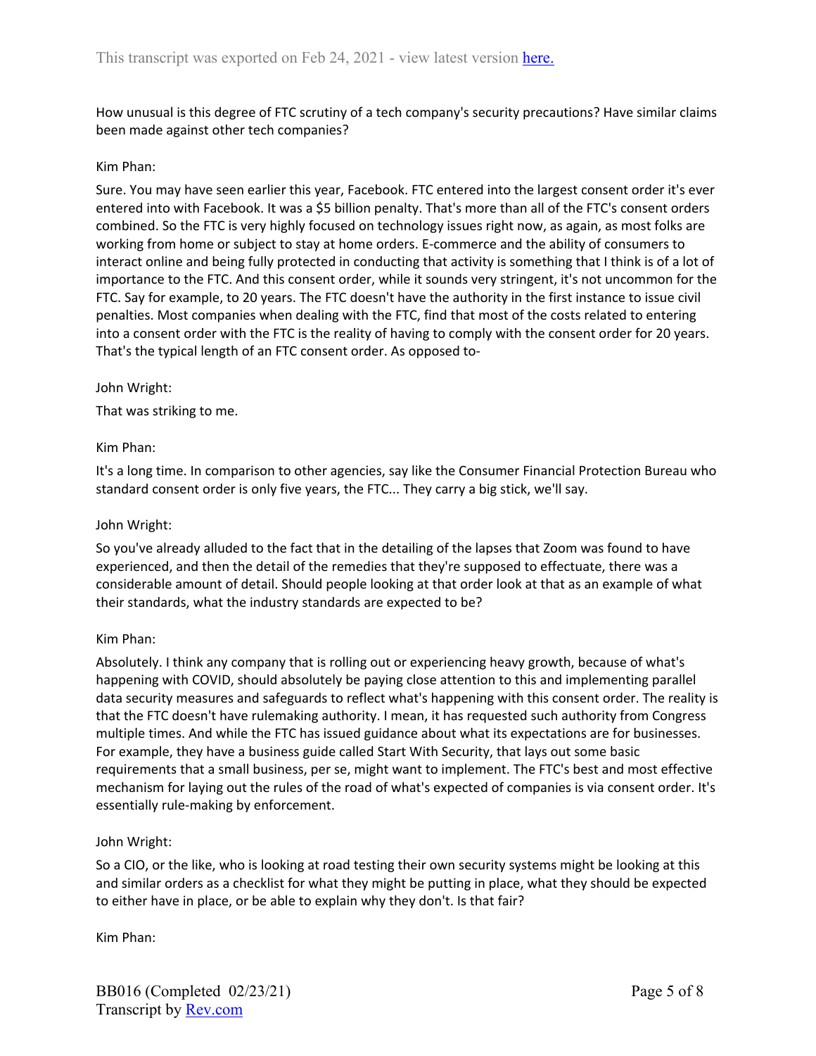How unusual is this degree of FTC scrutiny of a tech company's security precautions? Have similar claims been made against other tech companies?

Kim Phan:

Sure. You may have seen earlier this year, Facebook. FTC entered into the largest consent order it's ever entered into with Facebook. It was a $5 billion penalty. That's more than all of the FTC's consent orders combined. So the FTC is very highly focused on technology issues right now, as again, as most folks are working from home or subject to stay at home orders. E-commerce and the ability of consumers to interact online and being fully protected in conducting that activity is something that I think is of a lot of importance to the FTC. And this consent order, while it sounds very stringent, it's not uncommon for the FTC. Say for example, to 20 years. The FTC doesn't have the authority in the first instance to issue civil penalties. Most companies when dealing with the FTC, find that most of the costs related to entering into a consent order with the FTC is the reality of having to comply with the consent order for 20 years. That's the typical length of an FTC consent order. As opposed to-

John Wright:

That was striking to me.

Kim Phan:

It's a long time. In comparison to other agencies, say like the Consumer Financial Protection Bureau who standard consent order is only five years, the FTC... They carry a big stick, we'll say.

John Wright:

So you've already alluded to the fact that in the detailing of the lapses that Zoom was found to have experienced, and then the detail of the remedies that they're supposed to effectuate, there was a considerable amount of detail. Should people looking at that order look at that as an example of what their standards, what the industry standards are expected to be?

Kim Phan:

Absolutely. I think any company that is rolling out or experiencing heavy growth, because of what's happening with COVID, should absolutely be paying close attention to this and implementing parallel data security measures and safeguards to reflect what's happening with this consent order. The reality is that the FTC doesn't have rulemaking authority. I mean, it has requested such authority from Congress multiple times. And while the FTC has issued guidance about what its expectations are for businesses. For example, they have a business guide called Start With Security, that lays out some basic requirements that a small business, per se, might want to implement. The FTC's best and most effective mechanism for laying out the rules of the road of what's expected of companies is via consent order. It's essentially rule-making by enforcement.

John Wright:

So a CIO, or the like, who is looking at road testing their own security systems might be looking at this and similar orders as a checklist for what they might be putting in place, what they should be expected to either have in place, or be able to explain why they don't. Is that fair?

Kim Phan: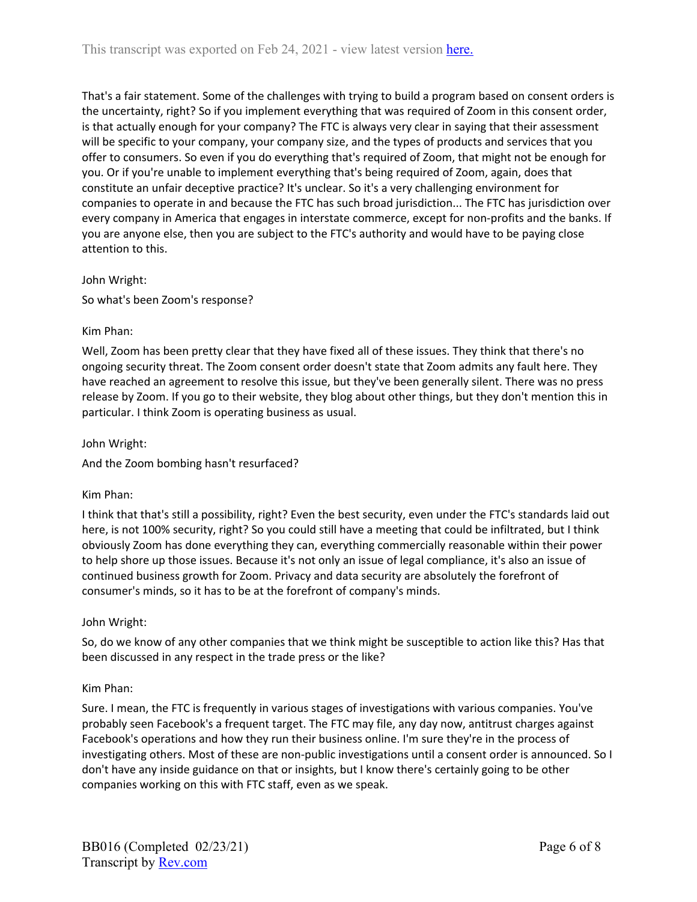That's a fair statement. Some of the challenges with trying to build a program based on consent orders is the uncertainty, right? So if you implement everything that was required of Zoom in this consent order, is that actually enough for your company? The FTC is always very clear in saying that their assessment will be specific to your company, your company size, and the types of products and services that you offer to consumers. So even if you do everything that's required of Zoom, that might not be enough for you. Or if you're unable to implement everything that's being required of Zoom, again, does that constitute an unfair deceptive practice? It's unclear. So it's a very challenging environment for companies to operate in and because the FTC has such broad jurisdiction... The FTC has jurisdiction over every company in America that engages in interstate commerce, except for non-profits and the banks. If you are anyone else, then you are subject to the FTC's authority and would have to be paying close attention to this.

John Wright:

So what's been Zoom's response?

Kim Phan:

Well, Zoom has been pretty clear that they have fixed all of these issues. They think that there's no ongoing security threat. The Zoom consent order doesn't state that Zoom admits any fault here. They have reached an agreement to resolve this issue, but they've been generally silent. There was no press release by Zoom. If you go to their website, they blog about other things, but they don't mention this in particular. I think Zoom is operating business as usual.

John Wright:

And the Zoom bombing hasn't resurfaced?

Kim Phan:

I think that that's still a possibility, right? Even the best security, even under the FTC's standards laid out here, is not 100% security, right? So you could still have a meeting that could be infiltrated, but I think obviously Zoom has done everything they can, everything commercially reasonable within their power to help shore up those issues. Because it's not only an issue of legal compliance, it's also an issue of continued business growth for Zoom. Privacy and data security are absolutely the forefront of consumer's minds, so it has to be at the forefront of company's minds.

John Wright:

So, do we know of any other companies that we think might be susceptible to action like this? Has that been discussed in any respect in the trade press or the like?

Kim Phan:

Sure. I mean, the FTC is frequently in various stages of investigations with various companies. You've probably seen Facebook's a frequent target. The FTC may file, any day now, antitrust charges against Facebook's operations and how they run their business online. I'm sure they're in the process of investigating others. Most of these are non-public investigations until a consent order is announced. So I don't have any inside guidance on that or insights, but I know there's certainly going to be other companies working on this with FTC staff, even as we speak.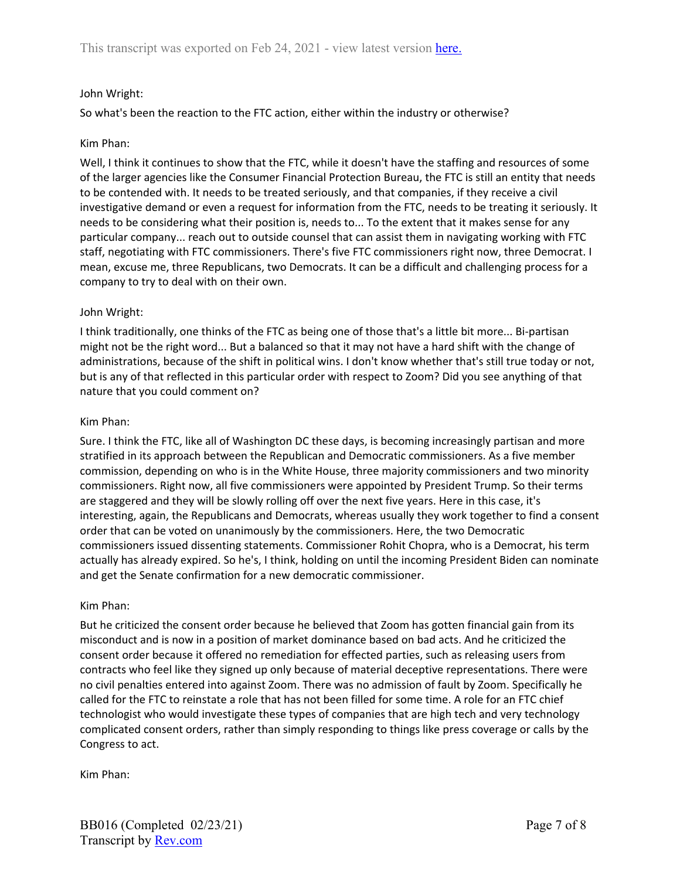John Wright:

So what's been the reaction to the FTC action, either within the industry or otherwise?

Kim Phan:

Well, I think it continues to show that the FTC, while it doesn't have the staffing and resources of some of the larger agencies like the Consumer Financial Protection Bureau, the FTC is still an entity that needs to be contended with. It needs to be treated seriously, and that companies, if they receive a civil investigative demand or even a request for information from the FTC, needs to be treating it seriously. It needs to be considering what their position is, needs to... To the extent that it makes sense for any particular company... reach out to outside counsel that can assist them in navigating working with FTC staff, negotiating with FTC commissioners. There's five FTC commissioners right now, three Democrat. I mean, excuse me, three Republicans, two Democrats. It can be a difficult and challenging process for a company to try to deal with on their own.

John Wright:

I think traditionally, one thinks of the FTC as being one of those that's a little bit more... Bi-partisan might not be the right word... But a balanced so that it may not have a hard shift with the change of administrations, because of the shift in political wins. I don't know whether that's still true today or not, but is any of that reflected in this particular order with respect to Zoom? Did you see anything of that nature that you could comment on?

Kim Phan:

Sure. I think the FTC, like all of Washington DC these days, is becoming increasingly partisan and more stratified in its approach between the Republican and Democratic commissioners. As a five member commission, depending on who is in the White House, three majority commissioners and two minority commissioners. Right now, all five commissioners were appointed by President Trump. So their terms are staggered and they will be slowly rolling off over the next five years. Here in this case, it's interesting, again, the Republicans and Democrats, whereas usually they work together to find a consent order that can be voted on unanimously by the commissioners. Here, the two Democratic commissioners issued dissenting statements. Commissioner Rohit Chopra, who is a Democrat, his term actually has already expired. So he's, I think, holding on until the incoming President Biden can nominate and get the Senate confirmation for a new democratic commissioner.

Kim Phan:

But he criticized the consent order because he believed that Zoom has gotten financial gain from its misconduct and is now in a position of market dominance based on bad acts. And he criticized the consent order because it offered no remediation for effected parties, such as releasing users from contracts who feel like they signed up only because of material deceptive representations. There were no civil penalties entered into against Zoom. There was no admission of fault by Zoom. Specifically he called for the FTC to reinstate a role that has not been filled for some time. A role for an FTC chief technologist who would investigate these types of companies that are high tech and very technology complicated consent orders, rather than simply responding to things like press coverage or calls by the Congress to act.

Kim Phan: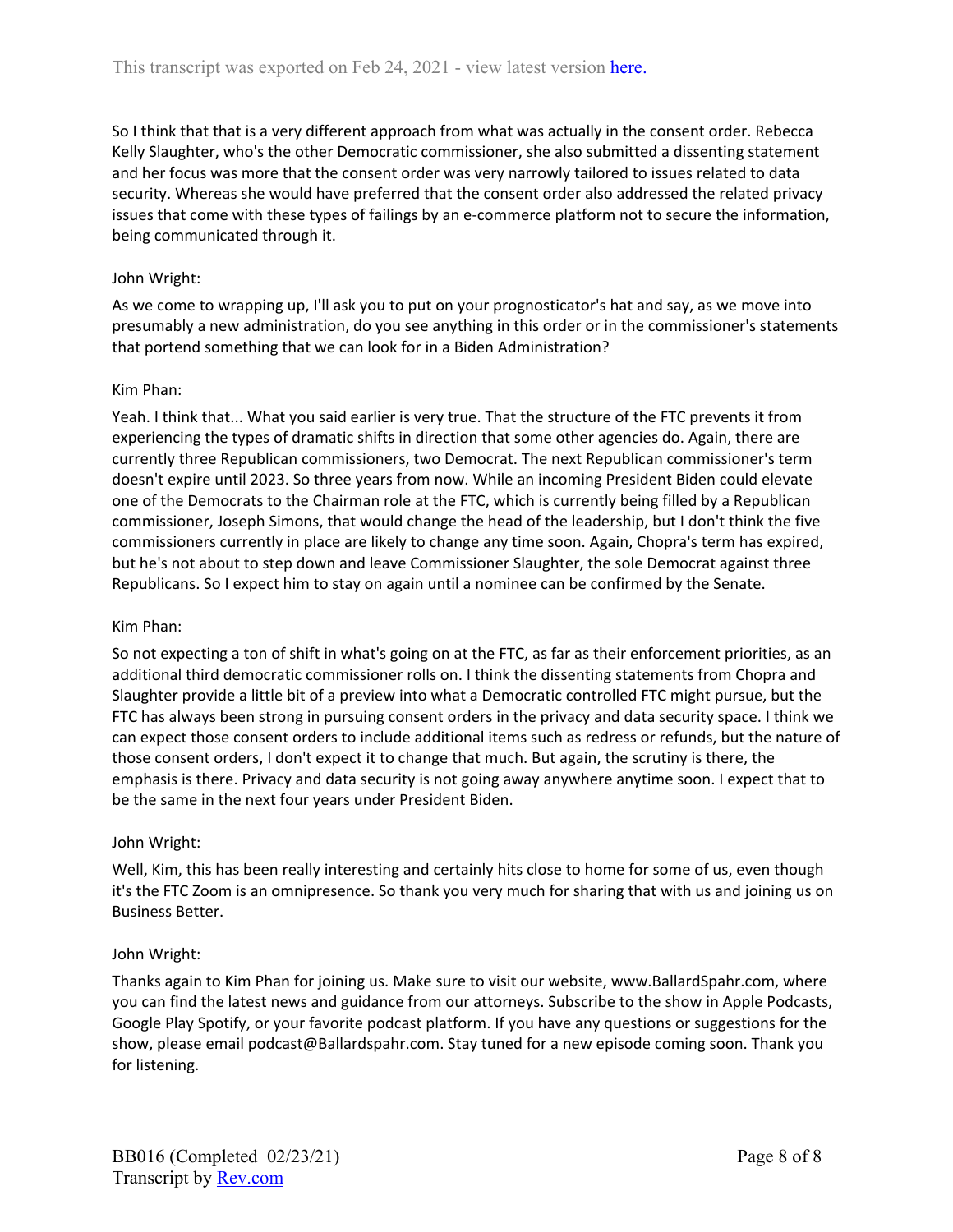So I think that that is a very different approach from what was actually in the consent order. Rebecca Kelly Slaughter, who's the other Democratic commissioner, she also submitted a dissenting statement and her focus was more that the consent order was very narrowly tailored to issues related to data security. Whereas she would have preferred that the consent order also addressed the related privacy issues that come with these types of failings by an e-commerce platform not to secure the information, being communicated through it.

John Wright:

As we come to wrapping up, I'll ask you to put on your prognosticator's hat and say, as we move into presumably a new administration, do you see anything in this order or in the commissioner's statements that portend something that we can look for in a Biden Administration?

Kim Phan:

Yeah. I think that... What you said earlier is very true. That the structure of the FTC prevents it from experiencing the types of dramatic shifts in direction that some other agencies do. Again, there are currently three Republican commissioners, two Democrat. The next Republican commissioner's term doesn't expire until 2023. So three years from now. While an incoming President Biden could elevate one of the Democrats to the Chairman role at the FTC, which is currently being filled by a Republican commissioner, Joseph Simons, that would change the head of the leadership, but I don't think the five commissioners currently in place are likely to change any time soon. Again, Chopra's term has expired, but he's not about to step down and leave Commissioner Slaughter, the sole Democrat against three Republicans. So I expect him to stay on again until a nominee can be confirmed by the Senate.

Kim Phan:

So not expecting a ton of shift in what's going on at the FTC, as far as their enforcement priorities, as an additional third democratic commissioner rolls on. I think the dissenting statements from Chopra and Slaughter provide a little bit of a preview into what a Democratic controlled FTC might pursue, but the FTC has always been strong in pursuing consent orders in the privacy and data security space. I think we can expect those consent orders to include additional items such as redress or refunds, but the nature of those consent orders, I don't expect it to change that much. But again, the scrutiny is there, the emphasis is there. Privacy and data security is not going away anywhere anytime soon. I expect that to be the same in the next four years under President Biden.

John Wright:

Well, Kim, this has been really interesting and certainly hits close to home for some of us, even though it's the FTC Zoom is an omnipresence. So thank you very much for sharing that with us and joining us on Business Better.

John Wright:

Thanks again to Kim Phan for joining us. Make sure to visit our website, www.BallardSpahr.com, where you can find the latest news and guidance from our attorneys. Subscribe to the show in Apple Podcasts, Google Play Spotify, or your favorite podcast platform. If you have any questions or suggestions for the show, please email podcast@Ballardspahr.com. Stay tuned for a new episode coming soon. Thank you for listening.